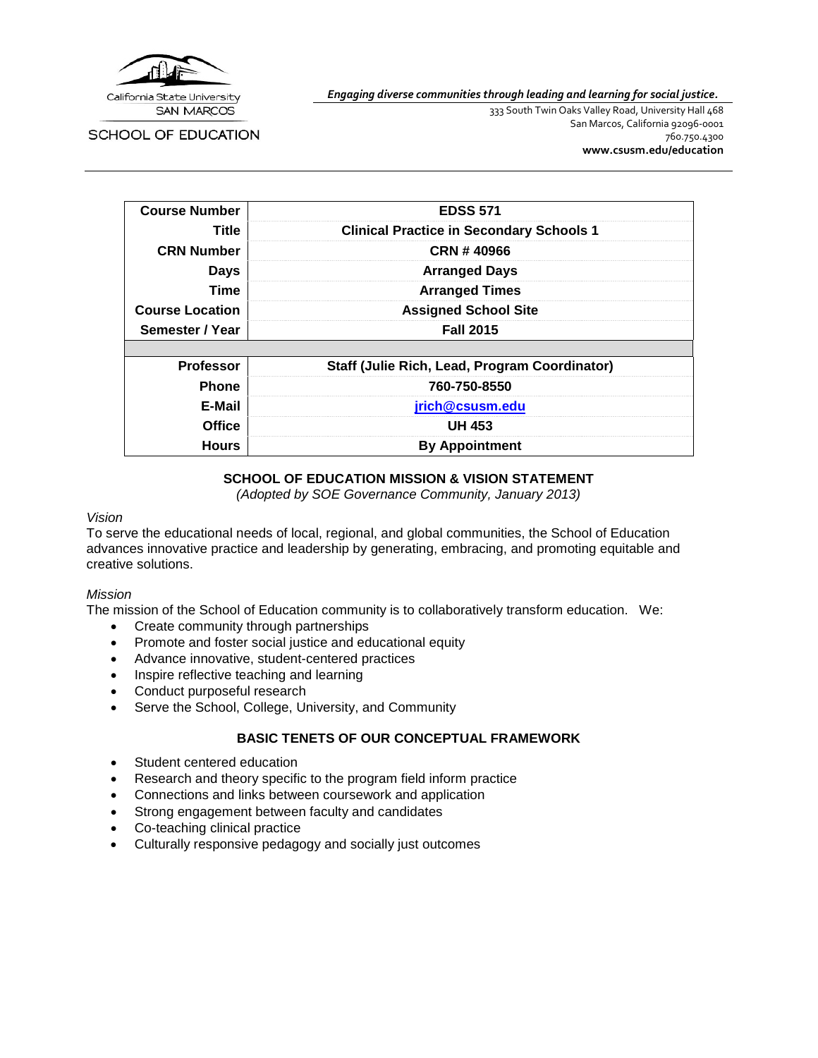California State University SAN MARCOS

SCHOOL OF EDUCATION

***Engaging diverse communities through leading and learning for social justice.***

333 South Twin Oaks Valley Road, University Hall 468
San Marcos, California 92096-0001
760.750.4300
**www.csusm.edu/education**

| | |
|---|---|
| **Course Number** | **EDSS 571** |
| **Title** | **Clinical Practice in Secondary Schools 1** |
| **CRN Number** | **CRN # 40966** |
| **Days** | **Arranged Days** |
| **Time** | **Arranged Times** |
| **Course Location** | **Assigned School Site** |
| **Semester / Year** | **Fall 2015** |
| | |
| **Professor** | **Staff (Julie Rich, Lead, Program Coordinator)** |
| **Phone** | **760-750-8550** |
| **E-Mail** | **jrich@csusm.edu** |
| **Office** | **UH 453** |
| **Hours** | **By Appointment** |

## SCHOOL OF EDUCATION MISSION & VISION STATEMENT

*(Adopted by SOE Governance Community, January 2013)*

*Vision*

To serve the educational needs of local, regional, and global communities, the School of Education advances innovative practice and leadership by generating, embracing, and promoting equitable and creative solutions.

*Mission*

The mission of the School of Education community is to collaboratively transform education. We:

- Create community through partnerships
- Promote and foster social justice and educational equity
- Advance innovative, student-centered practices
- Inspire reflective teaching and learning
- Conduct purposeful research
- Serve the School, College, University, and Community

## BASIC TENETS OF OUR CONCEPTUAL FRAMEWORK

- Student centered education
- Research and theory specific to the program field inform practice
- Connections and links between coursework and application
- Strong engagement between faculty and candidates
- Co-teaching clinical practice
- Culturally responsive pedagogy and socially just outcomes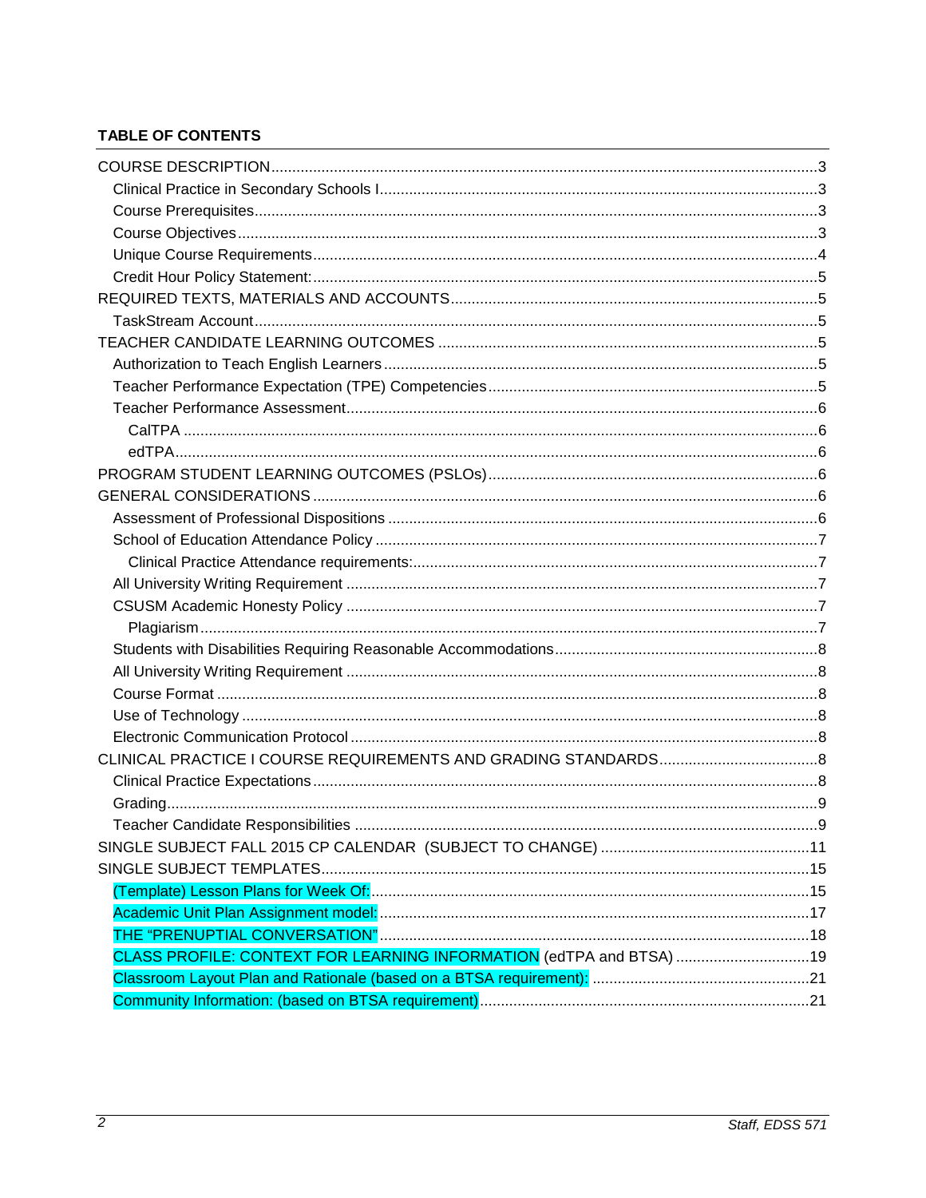**TABLE OF CONTENTS**

COURSE DESCRIPTION ........................................................................................................3
- Clinical Practice in Secondary Schools I .......................................................................3
- Course Prerequisites ......................................................................................................3
- Course Objectives ..........................................................................................................3
- Unique Course Requirements ........................................................................................4
- Credit Hour Policy Statement: ........................................................................................5

REQUIRED TEXTS, MATERIALS AND ACCOUNTS ...........................................................5
- TaskStream Account ......................................................................................................5

TEACHER CANDIDATE LEARNING OUTCOMES ...............................................................5
- Authorization to Teach English Learners .......................................................................5
- Teacher Performance Expectation (TPE) Competencies ...............................................5
- Teacher Performance Assessment .................................................................................6
  - CalTPA ......................................................................................................................6
  - edTPA ........................................................................................................................6

PROGRAM STUDENT LEARNING OUTCOMES (PSLOs) ....................................................6

GENERAL CONSIDERATIONS .............................................................................................6
- Assessment of Professional Dispositions ......................................................................6
- School of Education Attendance Policy .........................................................................7
  - Clinical Practice Attendance requirements: ..............................................................7
- All University Writing Requirement ................................................................................7
- CSUSM Academic Honesty Policy .................................................................................7
  - Plagiarism ..................................................................................................................7
- Students with Disabilities Requiring Reasonable Accommodations ...............................8
- All University Writing Requirement ................................................................................8
- Course Format ...............................................................................................................8
- Use of Technology .........................................................................................................8
- Electronic Communication Protocol ...............................................................................8

CLINICAL PRACTICE I COURSE REQUIREMENTS AND GRADING STANDARDS ............8
- Clinical Practice Expectations ........................................................................................8
- Grading ..........................................................................................................................9
- Teacher Candidate Responsibilities ...............................................................................9

SINGLE SUBJECT FALL 2015 CP CALENDAR (SUBJECT TO CHANGE) .........................11

SINGLE SUBJECT TEMPLATES .........................................................................................15
- (Template) Lesson Plans for Week Of: .........................................................................15
- Academic Unit Plan Assignment model: .......................................................................17
- THE "PRENUPTIAL CONVERSATION" ........................................................................18
- CLASS PROFILE: CONTEXT FOR LEARNING INFORMATION (edTPA and BTSA) ......19
- Classroom Layout Plan and Rationale (based on a BTSA requirement): .......................21
- Community Information: (based on BTSA requirement) ................................................21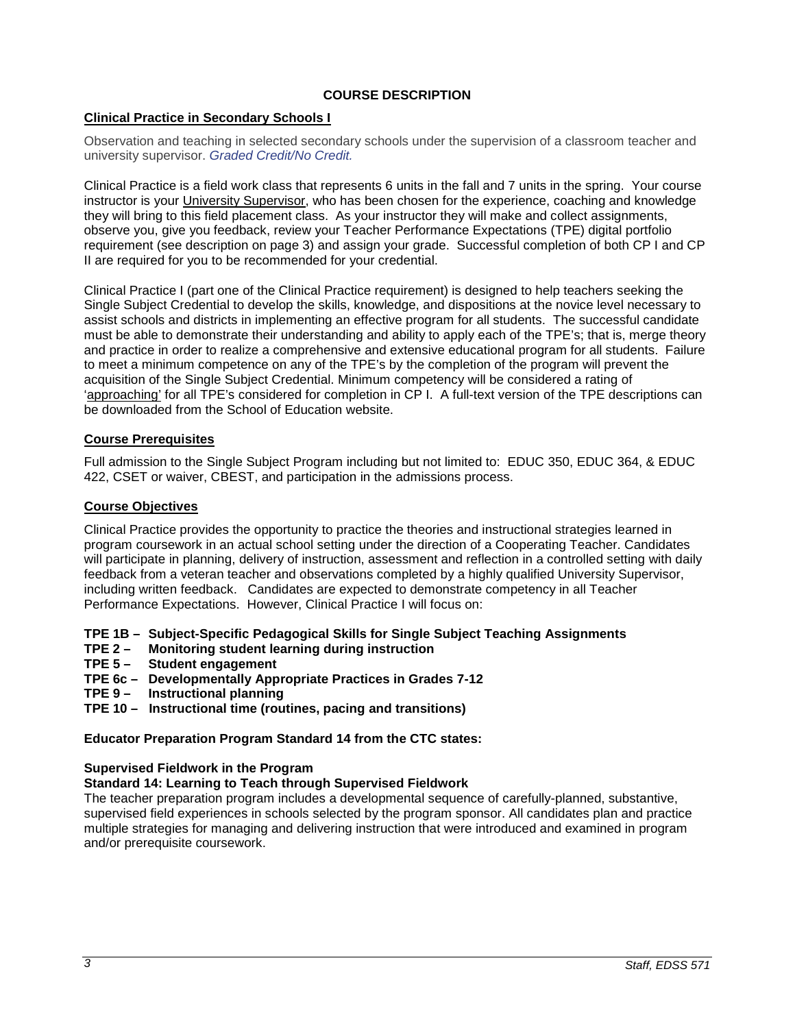## COURSE DESCRIPTION

**Clinical Practice in Secondary Schools I**

Observation and teaching in selected secondary schools under the supervision of a classroom teacher and university supervisor. *Graded Credit/No Credit.*

Clinical Practice is a field work class that represents 6 units in the fall and 7 units in the spring. Your course instructor is your University Supervisor, who has been chosen for the experience, coaching and knowledge they will bring to this field placement class. As your instructor they will make and collect assignments, observe you, give you feedback, review your Teacher Performance Expectations (TPE) digital portfolio requirement (see description on page 3) and assign your grade. Successful completion of both CP I and CP II are required for you to be recommended for your credential.

Clinical Practice I (part one of the Clinical Practice requirement) is designed to help teachers seeking the Single Subject Credential to develop the skills, knowledge, and dispositions at the novice level necessary to assist schools and districts in implementing an effective program for all students. The successful candidate must be able to demonstrate their understanding and ability to apply each of the TPE's; that is, merge theory and practice in order to realize a comprehensive and extensive educational program for all students. Failure to meet a minimum competence on any of the TPE's by the completion of the program will prevent the acquisition of the Single Subject Credential. Minimum competency will be considered a rating of 'approaching' for all TPE's considered for completion in CP I. A full-text version of the TPE descriptions can be downloaded from the School of Education website.

**Course Prerequisites**

Full admission to the Single Subject Program including but not limited to: EDUC 350, EDUC 364, & EDUC 422, CSET or waiver, CBEST, and participation in the admissions process.

**Course Objectives**

Clinical Practice provides the opportunity to practice the theories and instructional strategies learned in program coursework in an actual school setting under the direction of a Cooperating Teacher. Candidates will participate in planning, delivery of instruction, assessment and reflection in a controlled setting with daily feedback from a veteran teacher and observations completed by a highly qualified University Supervisor, including written feedback. Candidates are expected to demonstrate competency in all Teacher Performance Expectations. However, Clinical Practice I will focus on:

- **TPE 1B – Subject-Specific Pedagogical Skills for Single Subject Teaching Assignments**
- **TPE 2 – Monitoring student learning during instruction**
- **TPE 5 – Student engagement**
- **TPE 6c – Developmentally Appropriate Practices in Grades 7-12**
- **TPE 9 – Instructional planning**
- **TPE 10 – Instructional time (routines, pacing and transitions)**

**Educator Preparation Program Standard 14 from the CTC states:**

**Supervised Fieldwork in the Program**
**Standard 14: Learning to Teach through Supervised Fieldwork**
The teacher preparation program includes a developmental sequence of carefully-planned, substantive, supervised field experiences in schools selected by the program sponsor. All candidates plan and practice multiple strategies for managing and delivering instruction that were introduced and examined in program and/or prerequisite coursework.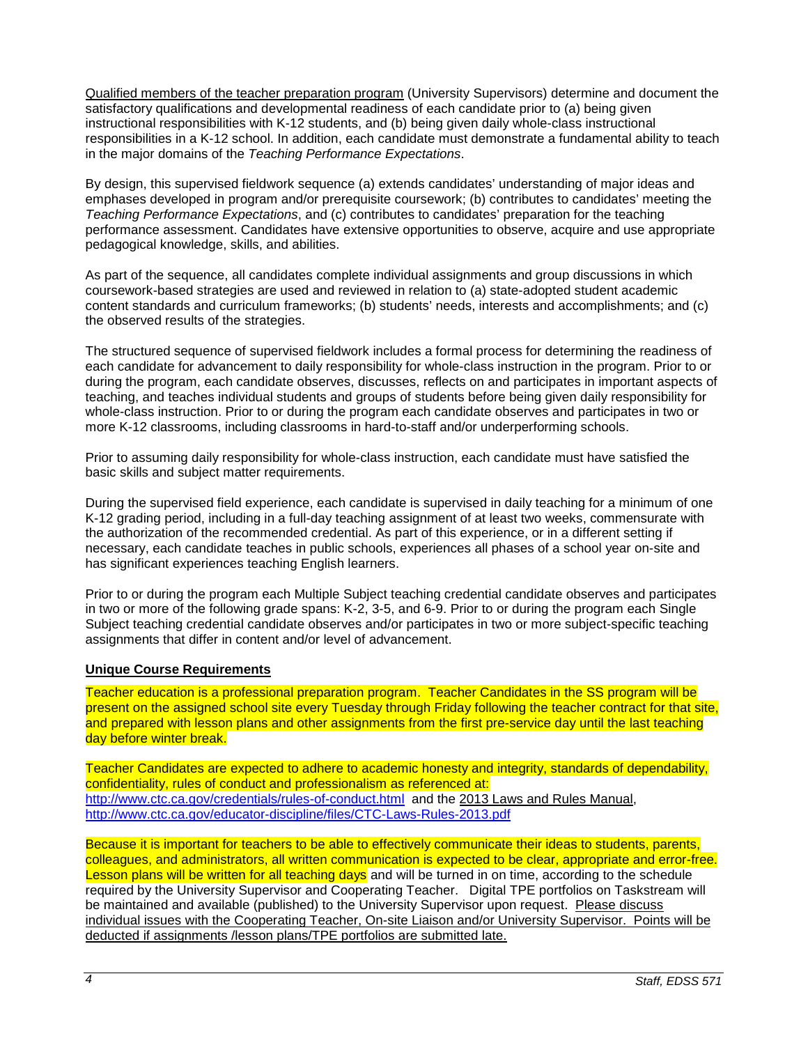Qualified members of the teacher preparation program (University Supervisors) determine and document the satisfactory qualifications and developmental readiness of each candidate prior to (a) being given instructional responsibilities with K-12 students, and (b) being given daily whole-class instructional responsibilities in a K-12 school. In addition, each candidate must demonstrate a fundamental ability to teach in the major domains of the *Teaching Performance Expectations*.

By design, this supervised fieldwork sequence (a) extends candidates' understanding of major ideas and emphases developed in program and/or prerequisite coursework; (b) contributes to candidates' meeting the *Teaching Performance Expectations*, and (c) contributes to candidates' preparation for the teaching performance assessment. Candidates have extensive opportunities to observe, acquire and use appropriate pedagogical knowledge, skills, and abilities.

As part of the sequence, all candidates complete individual assignments and group discussions in which coursework-based strategies are used and reviewed in relation to (a) state-adopted student academic content standards and curriculum frameworks; (b) students' needs, interests and accomplishments; and (c) the observed results of the strategies.

The structured sequence of supervised fieldwork includes a formal process for determining the readiness of each candidate for advancement to daily responsibility for whole-class instruction in the program. Prior to or during the program, each candidate observes, discusses, reflects on and participates in important aspects of teaching, and teaches individual students and groups of students before being given daily responsibility for whole-class instruction. Prior to or during the program each candidate observes and participates in two or more K-12 classrooms, including classrooms in hard-to-staff and/or underperforming schools.

Prior to assuming daily responsibility for whole-class instruction, each candidate must have satisfied the basic skills and subject matter requirements.

During the supervised field experience, each candidate is supervised in daily teaching for a minimum of one K-12 grading period, including in a full-day teaching assignment of at least two weeks, commensurate with the authorization of the recommended credential. As part of this experience, or in a different setting if necessary, each candidate teaches in public schools, experiences all phases of a school year on-site and has significant experiences teaching English learners.

Prior to or during the program each Multiple Subject teaching credential candidate observes and participates in two or more of the following grade spans: K-2, 3-5, and 6-9. Prior to or during the program each Single Subject teaching credential candidate observes and/or participates in two or more subject-specific teaching assignments that differ in content and/or level of advancement.

### Unique Course Requirements

Teacher education is a professional preparation program. Teacher Candidates in the SS program will be present on the assigned school site every Tuesday through Friday following the teacher contract for that site, and prepared with lesson plans and other assignments from the first pre-service day until the last teaching day before winter break.

Teacher Candidates are expected to adhere to academic honesty and integrity, standards of dependability, confidentiality, rules of conduct and professionalism as referenced at: http://www.ctc.ca.gov/credentials/rules-of-conduct.html and the 2013 Laws and Rules Manual, http://www.ctc.ca.gov/educator-discipline/files/CTC-Laws-Rules-2013.pdf

Because it is important for teachers to be able to effectively communicate their ideas to students, parents, colleagues, and administrators, all written communication is expected to be clear, appropriate and error-free. Lesson plans will be written for all teaching days and will be turned in on time, according to the schedule required by the University Supervisor and Cooperating Teacher. Digital TPE portfolios on Taskstream will be maintained and available (published) to the University Supervisor upon request. Please discuss individual issues with the Cooperating Teacher, On-site Liaison and/or University Supervisor. Points will be deducted if assignments /lesson plans/TPE portfolios are submitted late.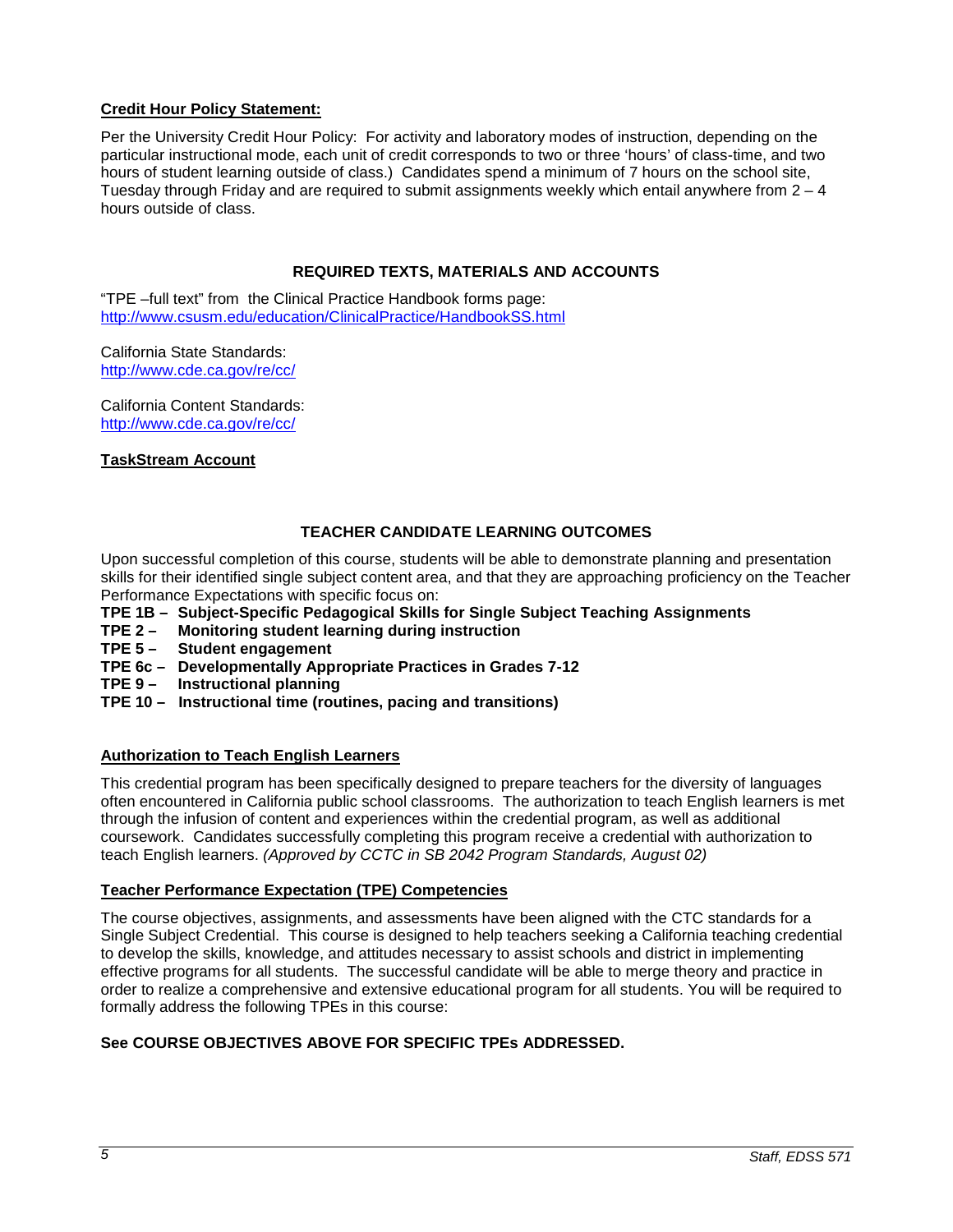**Credit Hour Policy Statement:**

Per the University Credit Hour Policy: For activity and laboratory modes of instruction, depending on the particular instructional mode, each unit of credit corresponds to two or three 'hours' of class-time, and two hours of student learning outside of class.) Candidates spend a minimum of 7 hours on the school site, Tuesday through Friday and are required to submit assignments weekly which entail anywhere from 2 – 4 hours outside of class.

## REQUIRED TEXTS, MATERIALS AND ACCOUNTS

"TPE –full text" from the Clinical Practice Handbook forms page:
http://www.csusm.edu/education/ClinicalPractice/HandbookSS.html

California State Standards:
http://www.cde.ca.gov/re/cc/

California Content Standards:
http://www.cde.ca.gov/re/cc/

**TaskStream Account**

## TEACHER CANDIDATE LEARNING OUTCOMES

Upon successful completion of this course, students will be able to demonstrate planning and presentation skills for their identified single subject content area, and that they are approaching proficiency on the Teacher Performance Expectations with specific focus on:

**TPE 1B – Subject-Specific Pedagogical Skills for Single Subject Teaching Assignments**
**TPE 2 – Monitoring student learning during instruction**
**TPE 5 – Student engagement**
**TPE 6c – Developmentally Appropriate Practices in Grades 7-12**
**TPE 9 – Instructional planning**
**TPE 10 – Instructional time (routines, pacing and transitions)**

**Authorization to Teach English Learners**

This credential program has been specifically designed to prepare teachers for the diversity of languages often encountered in California public school classrooms. The authorization to teach English learners is met through the infusion of content and experiences within the credential program, as well as additional coursework. Candidates successfully completing this program receive a credential with authorization to teach English learners. *(Approved by CCTC in SB 2042 Program Standards, August 02)*

**Teacher Performance Expectation (TPE) Competencies**

The course objectives, assignments, and assessments have been aligned with the CTC standards for a Single Subject Credential. This course is designed to help teachers seeking a California teaching credential to develop the skills, knowledge, and attitudes necessary to assist schools and district in implementing effective programs for all students. The successful candidate will be able to merge theory and practice in order to realize a comprehensive and extensive educational program for all students. You will be required to formally address the following TPEs in this course:

**See COURSE OBJECTIVES ABOVE FOR SPECIFIC TPEs ADDRESSED.**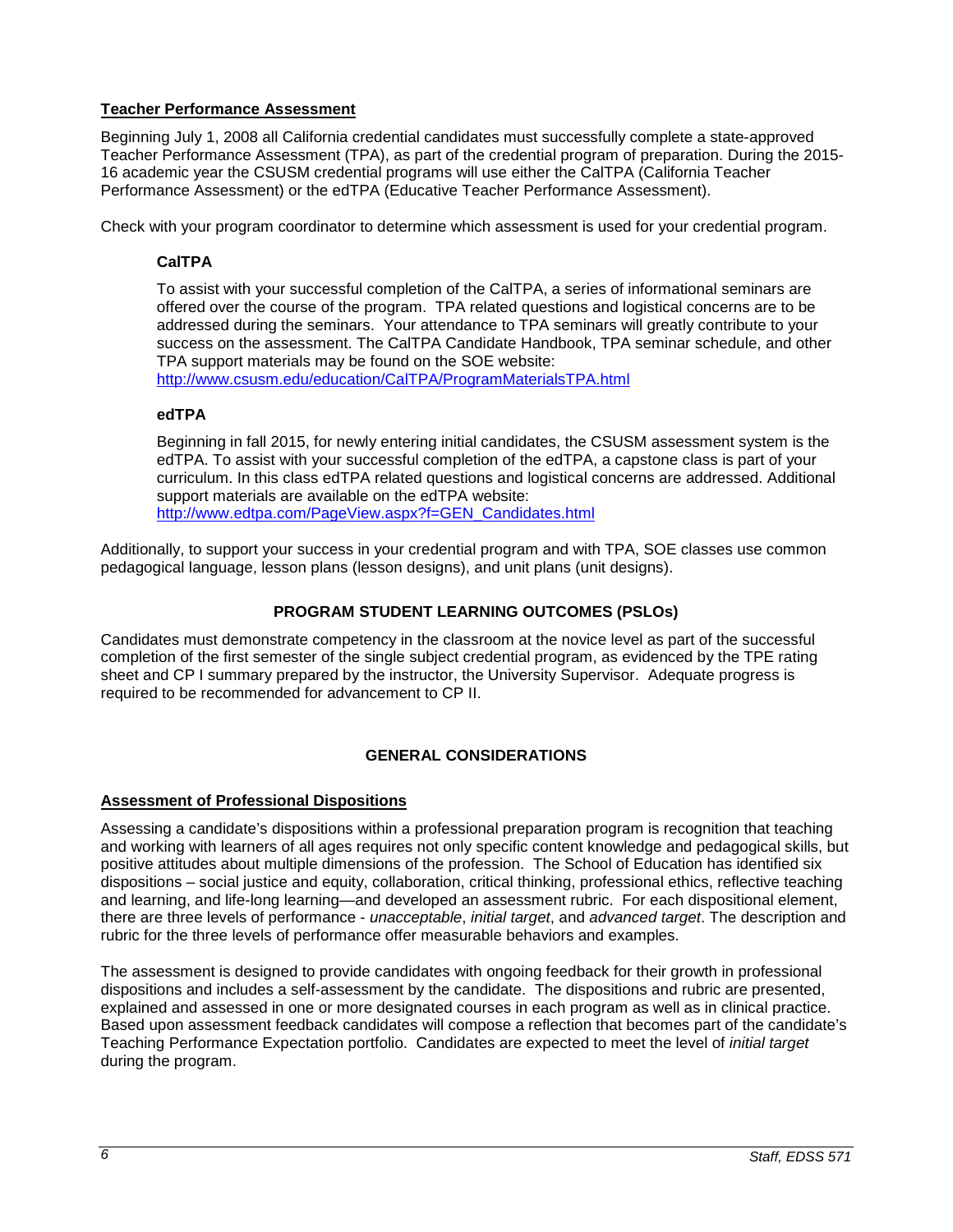## Teacher Performance Assessment

Beginning July 1, 2008 all California credential candidates must successfully complete a state-approved Teacher Performance Assessment (TPA), as part of the credential program of preparation. During the 2015-16 academic year the CSUSM credential programs will use either the CalTPA (California Teacher Performance Assessment) or the edTPA (Educative Teacher Performance Assessment).

Check with your program coordinator to determine which assessment is used for your credential program.

### CalTPA

To assist with your successful completion of the CalTPA, a series of informational seminars are offered over the course of the program. TPA related questions and logistical concerns are to be addressed during the seminars. Your attendance to TPA seminars will greatly contribute to your success on the assessment. The CalTPA Candidate Handbook, TPA seminar schedule, and other TPA support materials may be found on the SOE website: http://www.csusm.edu/education/CalTPA/ProgramMaterialsTPA.html

### edTPA

Beginning in fall 2015, for newly entering initial candidates, the CSUSM assessment system is the edTPA. To assist with your successful completion of the edTPA, a capstone class is part of your curriculum. In this class edTPA related questions and logistical concerns are addressed. Additional support materials are available on the edTPA website: http://www.edtpa.com/PageView.aspx?f=GEN_Candidates.html

Additionally, to support your success in your credential program and with TPA, SOE classes use common pedagogical language, lesson plans (lesson designs), and unit plans (unit designs).

## PROGRAM STUDENT LEARNING OUTCOMES (PSLOs)

Candidates must demonstrate competency in the classroom at the novice level as part of the successful completion of the first semester of the single subject credential program, as evidenced by the TPE rating sheet and CP I summary prepared by the instructor, the University Supervisor. Adequate progress is required to be recommended for advancement to CP II.

## GENERAL CONSIDERATIONS

### Assessment of Professional Dispositions

Assessing a candidate's dispositions within a professional preparation program is recognition that teaching and working with learners of all ages requires not only specific content knowledge and pedagogical skills, but positive attitudes about multiple dimensions of the profession. The School of Education has identified six dispositions – social justice and equity, collaboration, critical thinking, professional ethics, reflective teaching and learning, and life-long learning—and developed an assessment rubric. For each dispositional element, there are three levels of performance - *unacceptable*, *initial target*, and *advanced target*. The description and rubric for the three levels of performance offer measurable behaviors and examples.

The assessment is designed to provide candidates with ongoing feedback for their growth in professional dispositions and includes a self-assessment by the candidate. The dispositions and rubric are presented, explained and assessed in one or more designated courses in each program as well as in clinical practice. Based upon assessment feedback candidates will compose a reflection that becomes part of the candidate's Teaching Performance Expectation portfolio. Candidates are expected to meet the level of *initial target* during the program.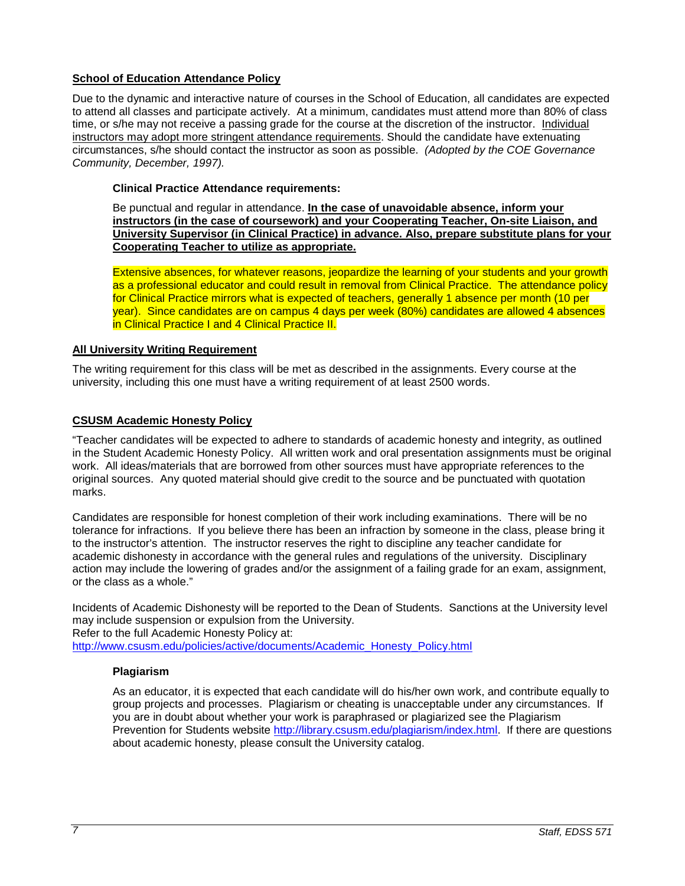**School of Education Attendance Policy**

Due to the dynamic and interactive nature of courses in the School of Education, all candidates are expected to attend all classes and participate actively. At a minimum, candidates must attend more than 80% of class time, or s/he may not receive a passing grade for the course at the discretion of the instructor. Individual instructors may adopt more stringent attendance requirements. Should the candidate have extenuating circumstances, s/he should contact the instructor as soon as possible. *(Adopted by the COE Governance Community, December, 1997).*

**Clinical Practice Attendance requirements:**

Be punctual and regular in attendance. **In the case of unavoidable absence, inform your instructors (in the case of coursework) and your Cooperating Teacher, On-site Liaison, and University Supervisor (in Clinical Practice) in advance. Also, prepare substitute plans for your Cooperating Teacher to utilize as appropriate.**

Extensive absences, for whatever reasons, jeopardize the learning of your students and your growth as a professional educator and could result in removal from Clinical Practice. The attendance policy for Clinical Practice mirrors what is expected of teachers, generally 1 absence per month (10 per year). Since candidates are on campus 4 days per week (80%) candidates are allowed 4 absences in Clinical Practice I and 4 Clinical Practice II.

**All University Writing Requirement**

The writing requirement for this class will be met as described in the assignments. Every course at the university, including this one must have a writing requirement of at least 2500 words.

**CSUSM Academic Honesty Policy**

"Teacher candidates will be expected to adhere to standards of academic honesty and integrity, as outlined in the Student Academic Honesty Policy. All written work and oral presentation assignments must be original work. All ideas/materials that are borrowed from other sources must have appropriate references to the original sources. Any quoted material should give credit to the source and be punctuated with quotation marks.

Candidates are responsible for honest completion of their work including examinations. There will be no tolerance for infractions. If you believe there has been an infraction by someone in the class, please bring it to the instructor's attention. The instructor reserves the right to discipline any teacher candidate for academic dishonesty in accordance with the general rules and regulations of the university. Disciplinary action may include the lowering of grades and/or the assignment of a failing grade for an exam, assignment, or the class as a whole."

Incidents of Academic Dishonesty will be reported to the Dean of Students. Sanctions at the University level may include suspension or expulsion from the University.
Refer to the full Academic Honesty Policy at:
http://www.csusm.edu/policies/active/documents/Academic_Honesty_Policy.html

**Plagiarism**

As an educator, it is expected that each candidate will do his/her own work, and contribute equally to group projects and processes. Plagiarism or cheating is unacceptable under any circumstances. If you are in doubt about whether your work is paraphrased or plagiarized see the Plagiarism Prevention for Students website http://library.csusm.edu/plagiarism/index.html. If there are questions about academic honesty, please consult the University catalog.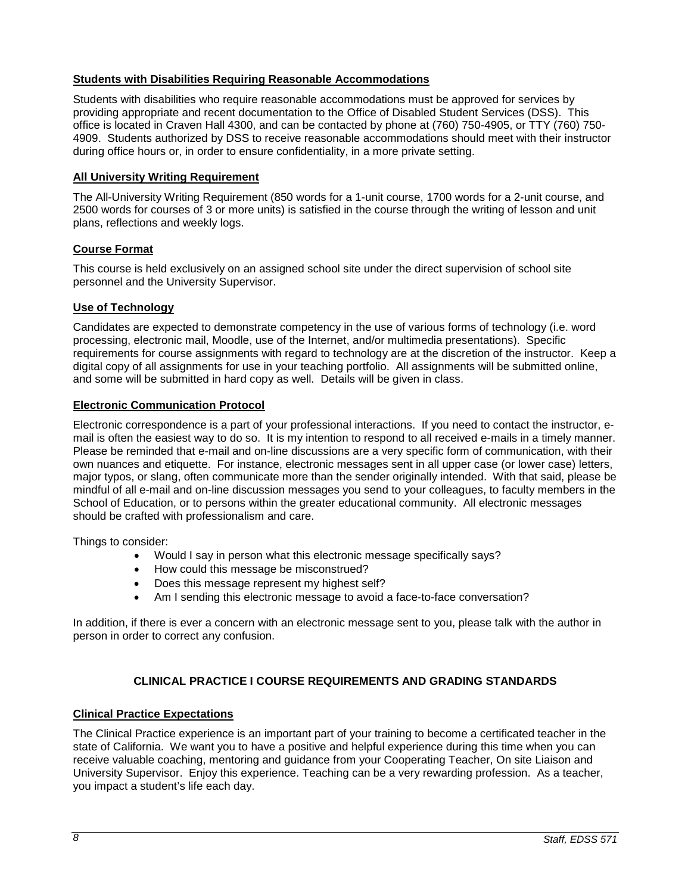### Students with Disabilities Requiring Reasonable Accommodations

Students with disabilities who require reasonable accommodations must be approved for services by providing appropriate and recent documentation to the Office of Disabled Student Services (DSS). This office is located in Craven Hall 4300, and can be contacted by phone at (760) 750-4905, or TTY (760) 750-4909. Students authorized by DSS to receive reasonable accommodations should meet with their instructor during office hours or, in order to ensure confidentiality, in a more private setting.

### All University Writing Requirement

The All-University Writing Requirement (850 words for a 1-unit course, 1700 words for a 2-unit course, and 2500 words for courses of 3 or more units) is satisfied in the course through the writing of lesson and unit plans, reflections and weekly logs.

### Course Format

This course is held exclusively on an assigned school site under the direct supervision of school site personnel and the University Supervisor.

### Use of Technology

Candidates are expected to demonstrate competency in the use of various forms of technology (i.e. word processing, electronic mail, Moodle, use of the Internet, and/or multimedia presentations). Specific requirements for course assignments with regard to technology are at the discretion of the instructor. Keep a digital copy of all assignments for use in your teaching portfolio. All assignments will be submitted online, and some will be submitted in hard copy as well. Details will be given in class.

### Electronic Communication Protocol

Electronic correspondence is a part of your professional interactions. If you need to contact the instructor, e-mail is often the easiest way to do so. It is my intention to respond to all received e-mails in a timely manner. Please be reminded that e-mail and on-line discussions are a very specific form of communication, with their own nuances and etiquette. For instance, electronic messages sent in all upper case (or lower case) letters, major typos, or slang, often communicate more than the sender originally intended. With that said, please be mindful of all e-mail and on-line discussion messages you send to your colleagues, to faculty members in the School of Education, or to persons within the greater educational community. All electronic messages should be crafted with professionalism and care.

Things to consider:

- Would I say in person what this electronic message specifically says?
- How could this message be misconstrued?
- Does this message represent my highest self?
- Am I sending this electronic message to avoid a face-to-face conversation?

In addition, if there is ever a concern with an electronic message sent to you, please talk with the author in person in order to correct any confusion.

## CLINICAL PRACTICE I COURSE REQUIREMENTS AND GRADING STANDARDS

### Clinical Practice Expectations

The Clinical Practice experience is an important part of your training to become a certificated teacher in the state of California. We want you to have a positive and helpful experience during this time when you can receive valuable coaching, mentoring and guidance from your Cooperating Teacher, On site Liaison and University Supervisor. Enjoy this experience. Teaching can be a very rewarding profession. As a teacher, you impact a student's life each day.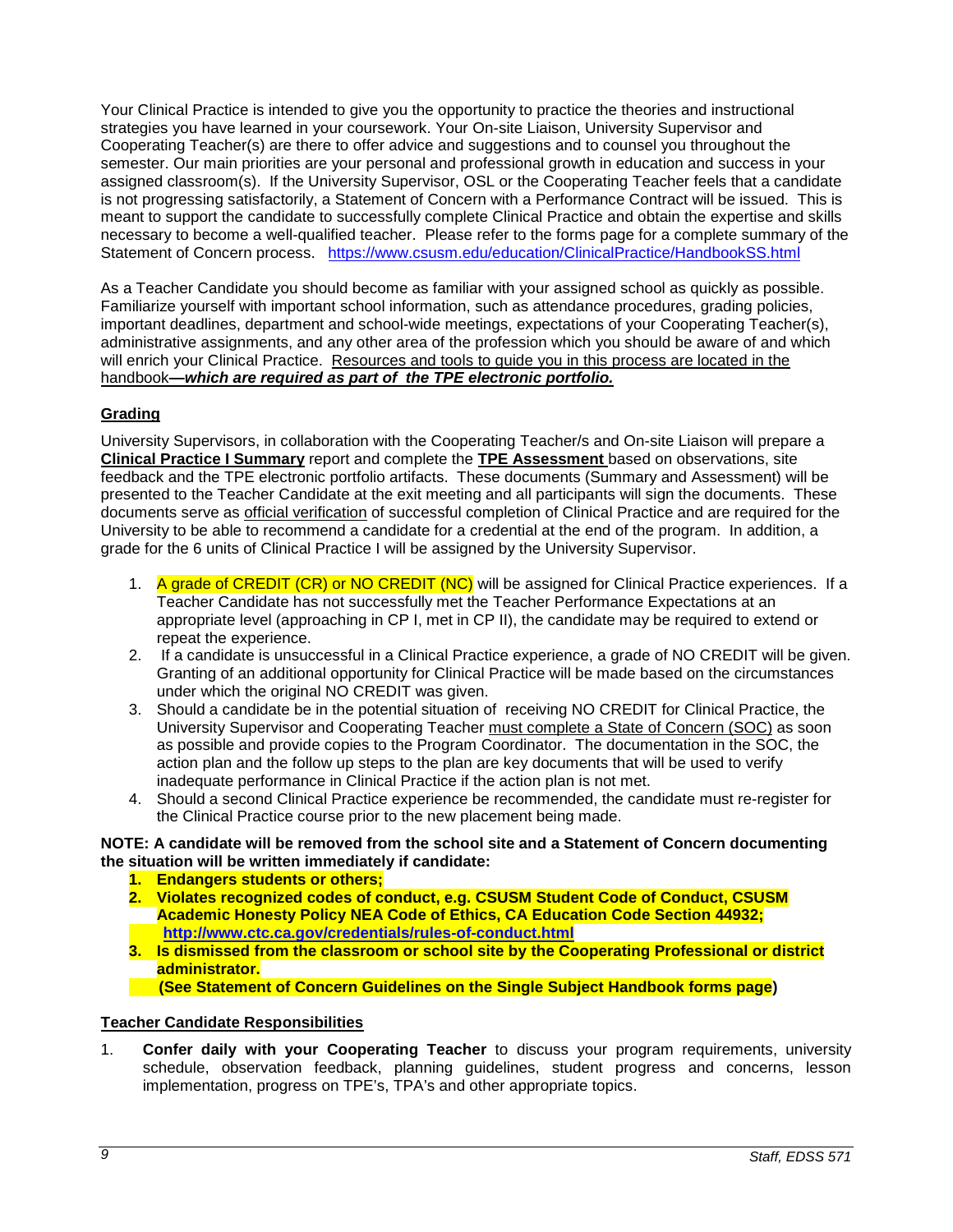Your Clinical Practice is intended to give you the opportunity to practice the theories and instructional strategies you have learned in your coursework. Your On-site Liaison, University Supervisor and Cooperating Teacher(s) are there to offer advice and suggestions and to counsel you throughout the semester. Our main priorities are your personal and professional growth in education and success in your assigned classroom(s). If the University Supervisor, OSL or the Cooperating Teacher feels that a candidate is not progressing satisfactorily, a Statement of Concern with a Performance Contract will be issued. This is meant to support the candidate to successfully complete Clinical Practice and obtain the expertise and skills necessary to become a well-qualified teacher. Please refer to the forms page for a complete summary of the Statement of Concern process. https://www.csusm.edu/education/ClinicalPractice/HandbookSS.html

As a Teacher Candidate you should become as familiar with your assigned school as quickly as possible. Familiarize yourself with important school information, such as attendance procedures, grading policies, important deadlines, department and school-wide meetings, expectations of your Cooperating Teacher(s), administrative assignments, and any other area of the profession which you should be aware of and which will enrich your Clinical Practice. Resources and tools to guide you in this process are located in the handbook***—which are required as part of the TPE electronic portfolio.***

## Grading

University Supervisors, in collaboration with the Cooperating Teacher/s and On-site Liaison will prepare a **Clinical Practice I Summary** report and complete the **TPE Assessment** based on observations, site feedback and the TPE electronic portfolio artifacts. These documents (Summary and Assessment) will be presented to the Teacher Candidate at the exit meeting and all participants will sign the documents. These documents serve as official verification of successful completion of Clinical Practice and are required for the University to be able to recommend a candidate for a credential at the end of the program. In addition, a grade for the 6 units of Clinical Practice I will be assigned by the University Supervisor.

1. A grade of CREDIT (CR) or NO CREDIT (NC) will be assigned for Clinical Practice experiences. If a Teacher Candidate has not successfully met the Teacher Performance Expectations at an appropriate level (approaching in CP I, met in CP II), the candidate may be required to extend or repeat the experience.
2. If a candidate is unsuccessful in a Clinical Practice experience, a grade of NO CREDIT will be given. Granting of an additional opportunity for Clinical Practice will be made based on the circumstances under which the original NO CREDIT was given.
3. Should a candidate be in the potential situation of receiving NO CREDIT for Clinical Practice, the University Supervisor and Cooperating Teacher must complete a State of Concern (SOC) as soon as possible and provide copies to the Program Coordinator. The documentation in the SOC, the action plan and the follow up steps to the plan are key documents that will be used to verify inadequate performance in Clinical Practice if the action plan is not met.
4. Should a second Clinical Practice experience be recommended, the candidate must re-register for the Clinical Practice course prior to the new placement being made.

**NOTE: A candidate will be removed from the school site and a Statement of Concern documenting the situation will be written immediately if candidate:**

1. **Endangers students or others;**
2. **Violates recognized codes of conduct, e.g. CSUSM Student Code of Conduct, CSUSM Academic Honesty Policy NEA Code of Ethics, CA Education Code Section 44932; http://www.ctc.ca.gov/credentials/rules-of-conduct.html**
3. **Is dismissed from the classroom or school site by the Cooperating Professional or district administrator.**
   **(See Statement of Concern Guidelines on the Single Subject Handbook forms page)**

## Teacher Candidate Responsibilities

1. **Confer daily with your Cooperating Teacher** to discuss your program requirements, university schedule, observation feedback, planning guidelines, student progress and concerns, lesson implementation, progress on TPE's, TPA's and other appropriate topics.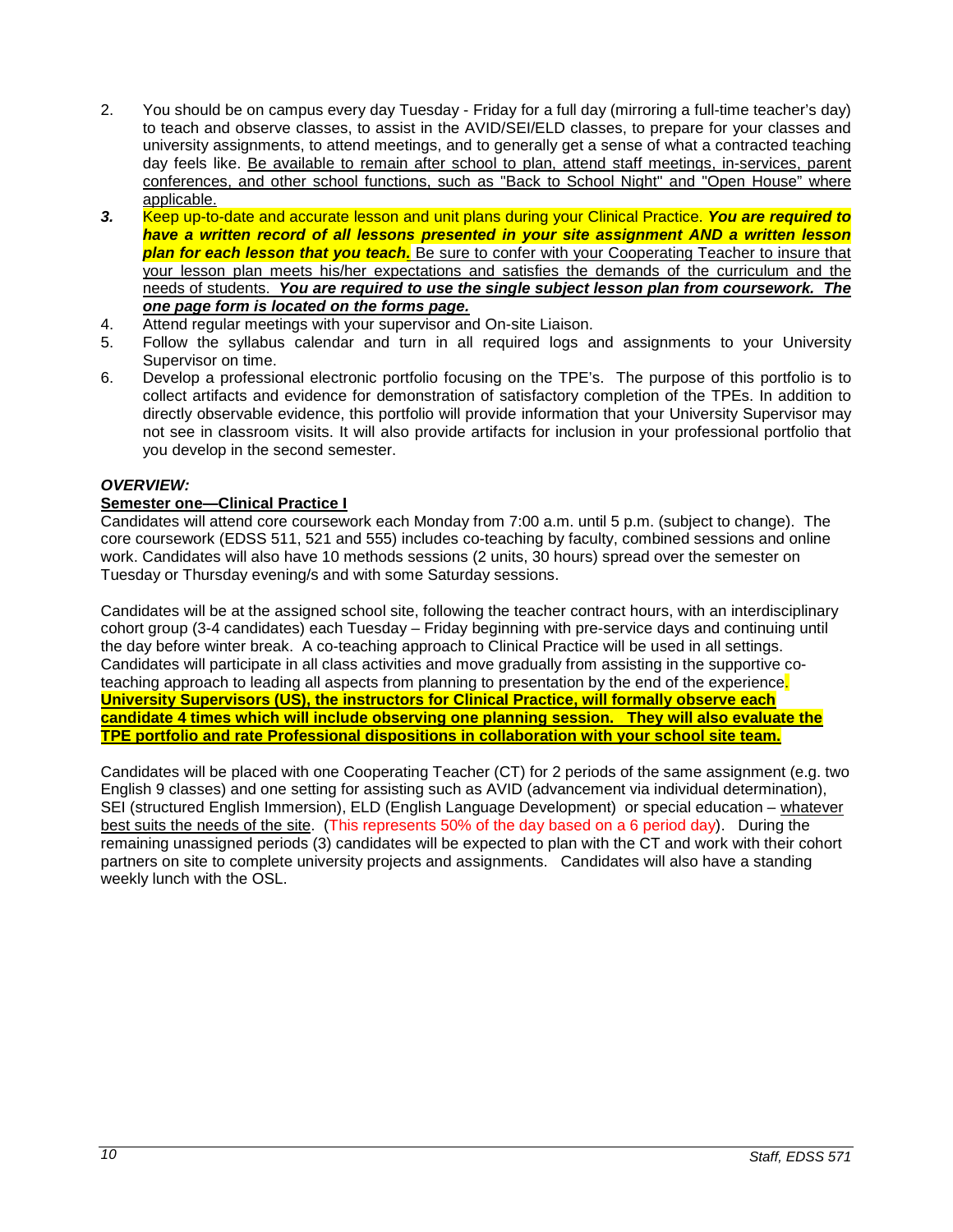2. You should be on campus every day Tuesday - Friday for a full day (mirroring a full-time teacher's day) to teach and observe classes, to assist in the AVID/SEI/ELD classes, to prepare for your classes and university assignments, to attend meetings, and to generally get a sense of what a contracted teaching day feels like. Be available to remain after school to plan, attend staff meetings, in-services, parent conferences, and other school functions, such as "Back to School Night" and "Open House" where applicable.
3. Keep up-to-date and accurate lesson and unit plans during your Clinical Practice. ***You are required to have a written record of all lessons presented in your site assignment AND a written lesson plan for each lesson that you teach.*** Be sure to confer with your Cooperating Teacher to insure that your lesson plan meets his/her expectations and satisfies the demands of the curriculum and the needs of students. ***You are required to use the single subject lesson plan from coursework. The one page form is located on the forms page.***
4. Attend regular meetings with your supervisor and On-site Liaison.
5. Follow the syllabus calendar and turn in all required logs and assignments to your University Supervisor on time.
6. Develop a professional electronic portfolio focusing on the TPE's. The purpose of this portfolio is to collect artifacts and evidence for demonstration of satisfactory completion of the TPEs. In addition to directly observable evidence, this portfolio will provide information that your University Supervisor may not see in classroom visits. It will also provide artifacts for inclusion in your professional portfolio that you develop in the second semester.

***OVERVIEW:***

**Semester one—Clinical Practice I**

Candidates will attend core coursework each Monday from 7:00 a.m. until 5 p.m. (subject to change). The core coursework (EDSS 511, 521 and 555) includes co-teaching by faculty, combined sessions and online work. Candidates will also have 10 methods sessions (2 units, 30 hours) spread over the semester on Tuesday or Thursday evening/s and with some Saturday sessions.

Candidates will be at the assigned school site, following the teacher contract hours, with an interdisciplinary cohort group (3-4 candidates) each Tuesday – Friday beginning with pre-service days and continuing until the day before winter break. A co-teaching approach to Clinical Practice will be used in all settings. Candidates will participate in all class activities and move gradually from assisting in the supportive co-teaching approach to leading all aspects from planning to presentation by the end of the experience. **University Supervisors (US), the instructors for Clinical Practice, will formally observe each candidate 4 times which will include observing one planning session. They will also evaluate the TPE portfolio and rate Professional dispositions in collaboration with your school site team.**

Candidates will be placed with one Cooperating Teacher (CT) for 2 periods of the same assignment (e.g. two English 9 classes) and one setting for assisting such as AVID (advancement via individual determination), SEI (structured English Immersion), ELD (English Language Development) or special education – whatever best suits the needs of the site. (This represents 50% of the day based on a 6 period day). During the remaining unassigned periods (3) candidates will be expected to plan with the CT and work with their cohort partners on site to complete university projects and assignments. Candidates will also have a standing weekly lunch with the OSL.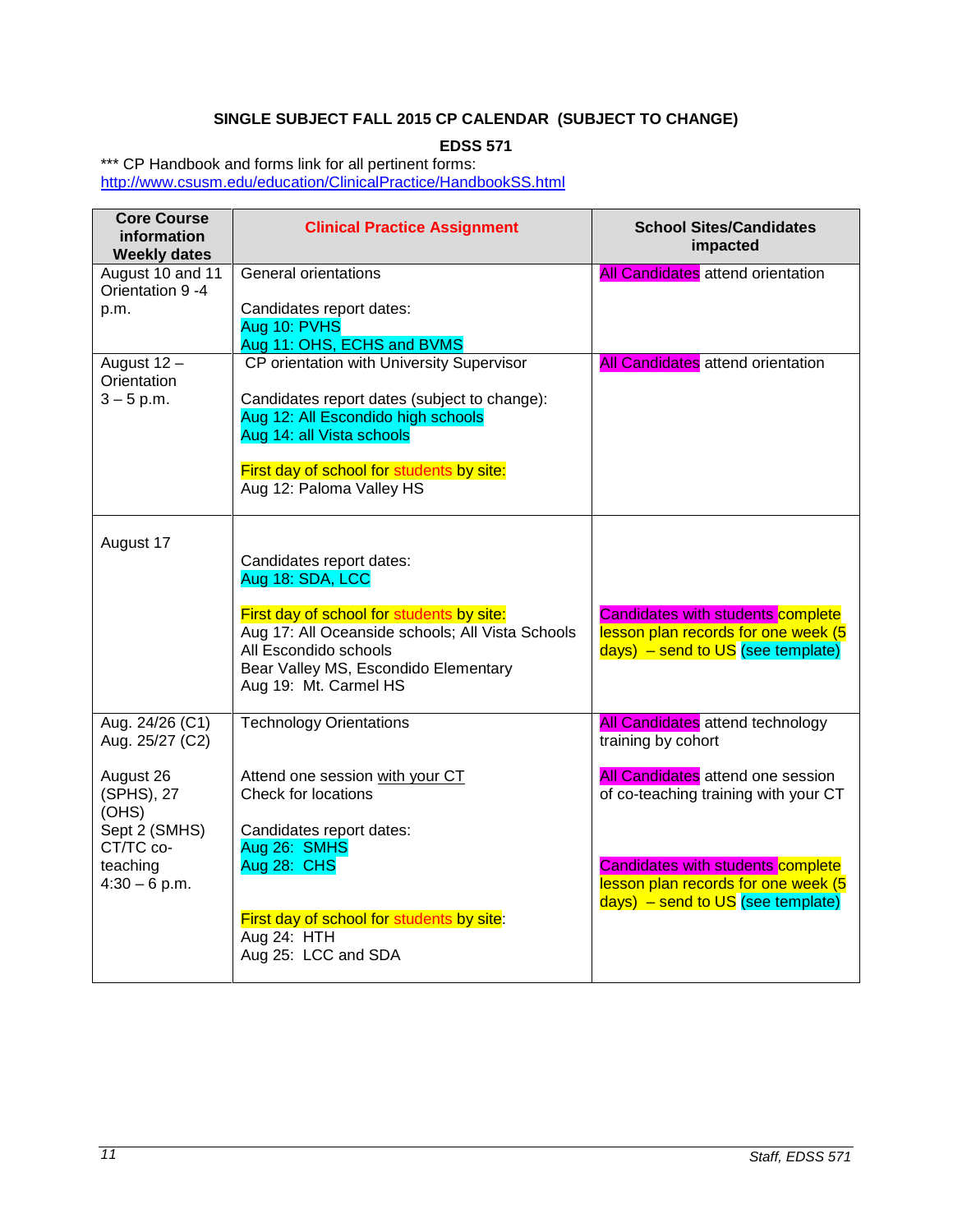**SINGLE SUBJECT FALL 2015 CP CALENDAR (SUBJECT TO CHANGE)**

**EDSS 571**

*** CP Handbook and forms link for all pertinent forms:
http://www.csusm.edu/education/ClinicalPractice/HandbookSS.html

| Core Course information Weekly dates | Clinical Practice Assignment | School Sites/Candidates impacted |
|---|---|---|
| August 10 and 11 Orientation 9 -4 p.m. | General orientations<br><br>Candidates report dates:<br>Aug 10: PVHS<br>Aug 11: OHS, ECHS and BVMS | All Candidates attend orientation |
| August 12 – Orientation 3 – 5 p.m. | CP orientation with University Supervisor<br><br>Candidates report dates (subject to change):<br>Aug 12: All Escondido high schools<br>Aug 14: all Vista schools<br><br>First day of school for students by site:<br>Aug 12: Paloma Valley HS | All Candidates attend orientation |
| August 17 | Candidates report dates:<br>Aug 18: SDA, LCC<br><br>First day of school for students by site:<br>Aug 17: All Oceanside schools; All Vista Schools<br>All Escondido schools<br>Bear Valley MS, Escondido Elementary<br>Aug 19: Mt. Carmel HS | Candidates with students complete lesson plan records for one week (5 days) – send to US (see template) |
| Aug. 24/26 (C1)<br>Aug. 25/27 (C2)<br><br>August 26 (SPHS), 27 (OHS)<br>Sept 2 (SMHS)<br>CT/TC co-teaching<br>4:30 – 6 p.m. | Technology Orientations<br><br>Attend one session with your CT<br>Check for locations<br><br>Candidates report dates:<br>Aug 26: SMHS<br>Aug 28: CHS<br><br>First day of school for students by site:<br>Aug 24: HTH<br>Aug 25: LCC and SDA | All Candidates attend technology training by cohort<br><br>All Candidates attend one session of co-teaching training with your CT<br><br>Candidates with students complete lesson plan records for one week (5 days) – send to US (see template) |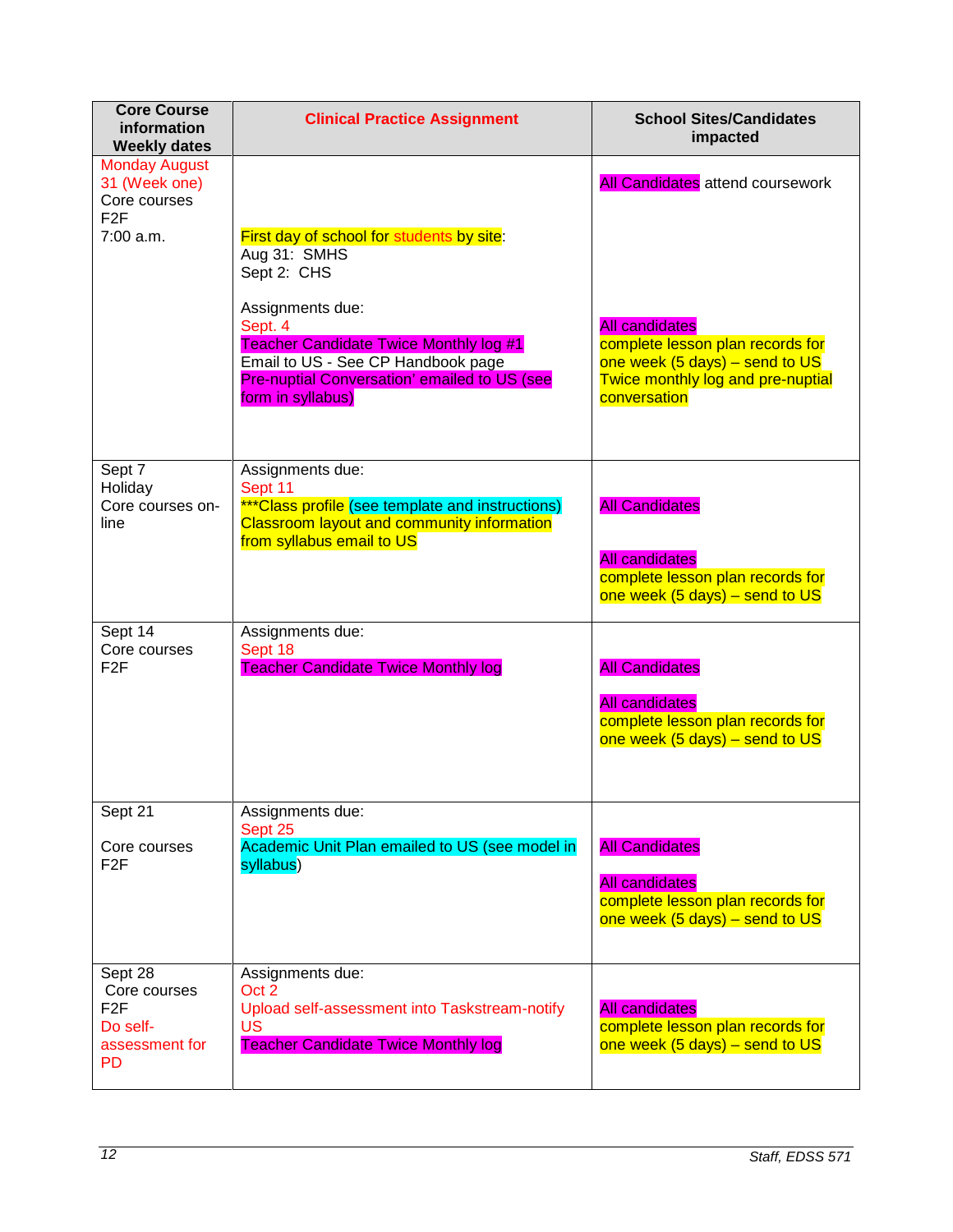| Core Course information Weekly dates | Clinical Practice Assignment | School Sites/Candidates impacted |
|---|---|---|
| Monday August 31 (Week one) Core courses F2F 7:00 a.m. | First day of school for students by site: Aug 31: SMHS Sept 2: CHS<br><br>Assignments due: Sept. 4 Teacher Candidate Twice Monthly log #1 Email to US - See CP Handbook page Pre-nuptial Conversation' emailed to US (see form in syllabus) | All Candidates attend coursework<br><br>All candidates complete lesson plan records for one week (5 days) – send to US Twice monthly log and pre-nuptial conversation |
| Sept 7 Holiday Core courses on-line | Assignments due: Sept 11 ***Class profile (see template and instructions) Classroom layout and community information from syllabus email to US | All Candidates<br><br>All candidates complete lesson plan records for one week (5 days) – send to US |
| Sept 14 Core courses F2F | Assignments due: Sept 18 Teacher Candidate Twice Monthly log | All Candidates<br><br>All candidates complete lesson plan records for one week (5 days) – send to US |
| Sept 21<br><br>Core courses F2F | Assignments due: Sept 25 Academic Unit Plan emailed to US (see model in syllabus) | All Candidates<br><br>All candidates complete lesson plan records for one week (5 days) – send to US |
| Sept 28 Core courses F2F Do self-assessment for PD | Assignments due: Oct 2 Upload self-assessment into Taskstream-notify US Teacher Candidate Twice Monthly log | All candidates complete lesson plan records for one week (5 days) – send to US |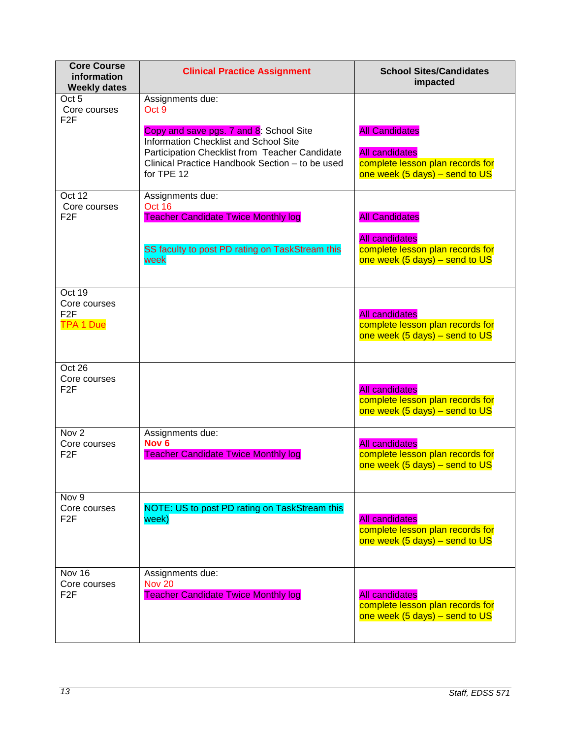| Core Course information Weekly dates | Clinical Practice Assignment | School Sites/Candidates impacted |
|---|---|---|
| Oct 5<br>Core courses<br>F2F | Assignments due:<br>Oct 9<br><br>Copy and save pgs. 7 and 8: School Site Information Checklist and School Site Participation Checklist from Teacher Candidate Clinical Practice Handbook Section – to be used for TPE 12 | All Candidates<br><br>All candidates complete lesson plan records for one week (5 days) – send to US |
| Oct 12<br>Core courses<br>F2F | Assignments due:<br>Oct 16<br>Teacher Candidate Twice Monthly log<br><br>SS faculty to post PD rating on TaskStream this week | All Candidates<br><br>All candidates complete lesson plan records for one week (5 days) – send to US |
| Oct 19<br>Core courses<br>F2F<br>TPA 1 Due | | All candidates complete lesson plan records for one week (5 days) – send to US |
| Oct 26<br>Core courses<br>F2F | | All candidates complete lesson plan records for one week (5 days) – send to US |
| Nov 2<br>Core courses<br>F2F | Assignments due:<br>**Nov 6**<br>Teacher Candidate Twice Monthly log | All candidates complete lesson plan records for one week (5 days) – send to US |
| Nov 9<br>Core courses<br>F2F | NOTE: US to post PD rating on TaskStream this week) | All candidates complete lesson plan records for one week (5 days) – send to US |
| Nov 16<br>Core courses<br>F2F | Assignments due:<br>Nov 20<br>Teacher Candidate Twice Monthly log | All candidates complete lesson plan records for one week (5 days) – send to US |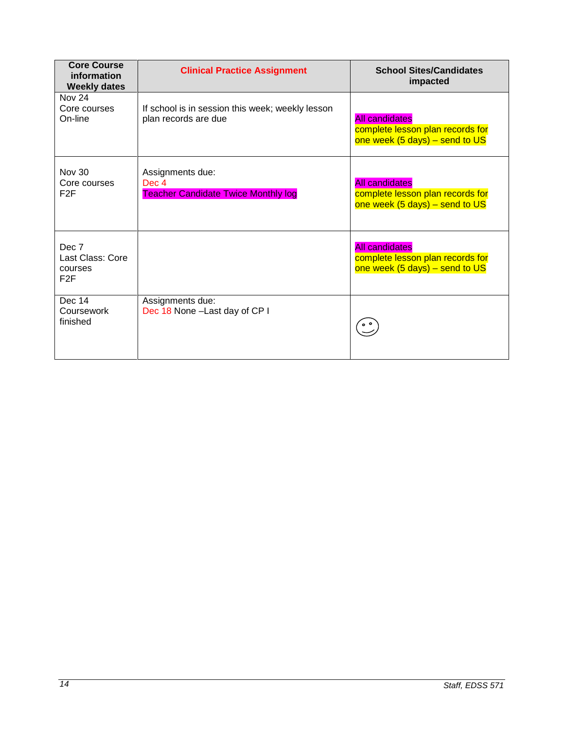| Core Course information Weekly dates | Clinical Practice Assignment | School Sites/Candidates impacted |
|---|---|---|
| Nov 24<br>Core courses<br>On-line | If school is in session this week; weekly lesson plan records are due | All candidates<br>complete lesson plan records for one week (5 days) – send to US |
| Nov 30<br>Core courses<br>F2F | Assignments due:<br>Dec 4<br>Teacher Candidate Twice Monthly log | All candidates<br>complete lesson plan records for one week (5 days) – send to US |
| Dec 7<br>Last Class: Core courses<br>F2F | | All candidates<br>complete lesson plan records for one week (5 days) – send to US |
| Dec 14<br>Coursework finished | Assignments due:<br>Dec 18 None –Last day of CP I | ☺ |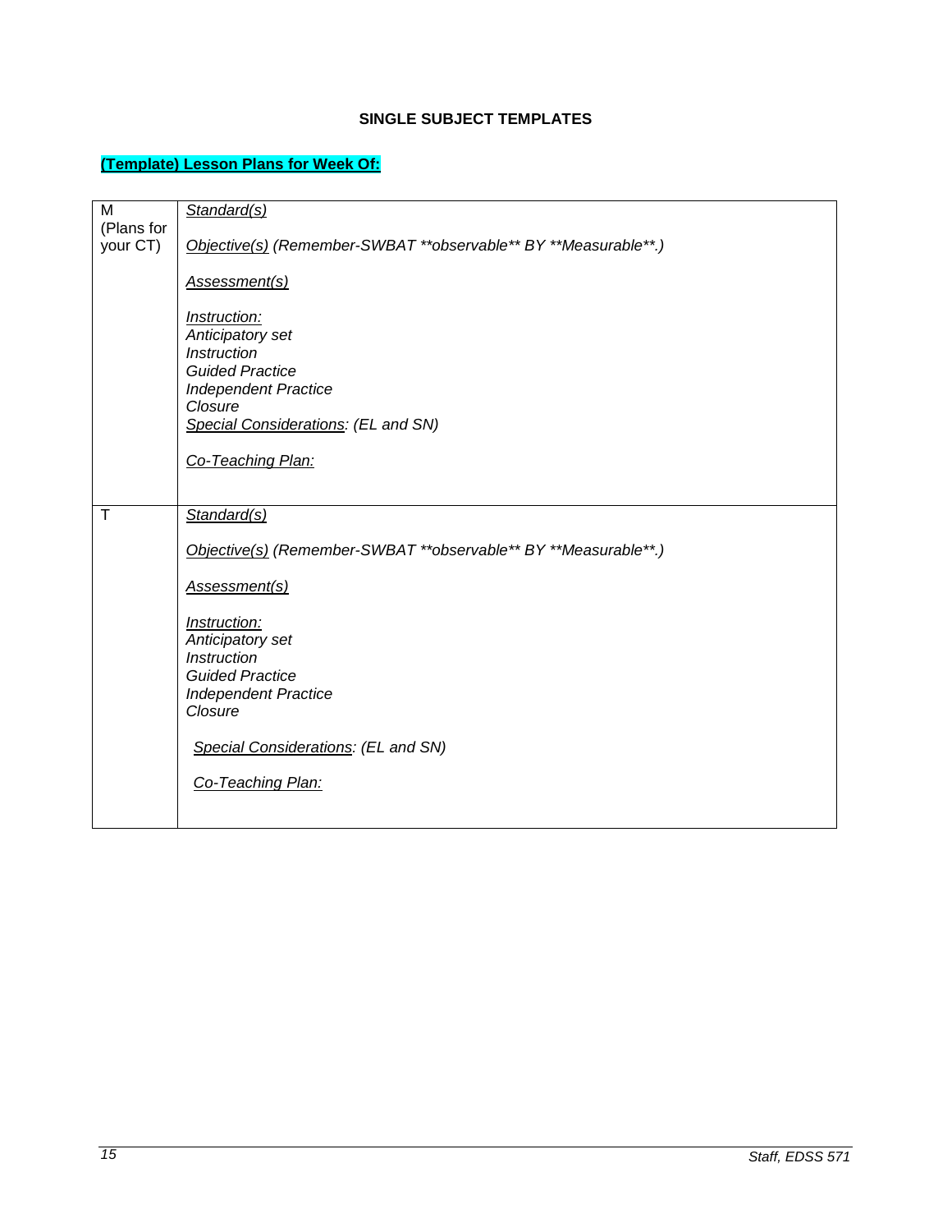**SINGLE SUBJECT TEMPLATES**

**(Template) Lesson Plans for Week Of:**

| | |
|---|---|
| M (Plans for your CT) | *Standard(s)*<br><br>*Objective(s) (Remember-SWBAT **observable** BY **Measurable**.)*<br><br>*Assessment(s)*<br><br>*Instruction:*<br>*Anticipatory set*<br>*Instruction*<br>*Guided Practice*<br>*Independent Practice*<br>*Closure*<br>*Special Considerations: (EL and SN)*<br><br>*Co-Teaching Plan:* |
| T | *Standard(s)*<br><br>*Objective(s) (Remember-SWBAT **observable** BY **Measurable**.)*<br><br>*Assessment(s)*<br><br>*Instruction:*<br>*Anticipatory set*<br>*Instruction*<br>*Guided Practice*<br>*Independent Practice*<br>*Closure*<br><br>*Special Considerations: (EL and SN)*<br><br>*Co-Teaching Plan:* |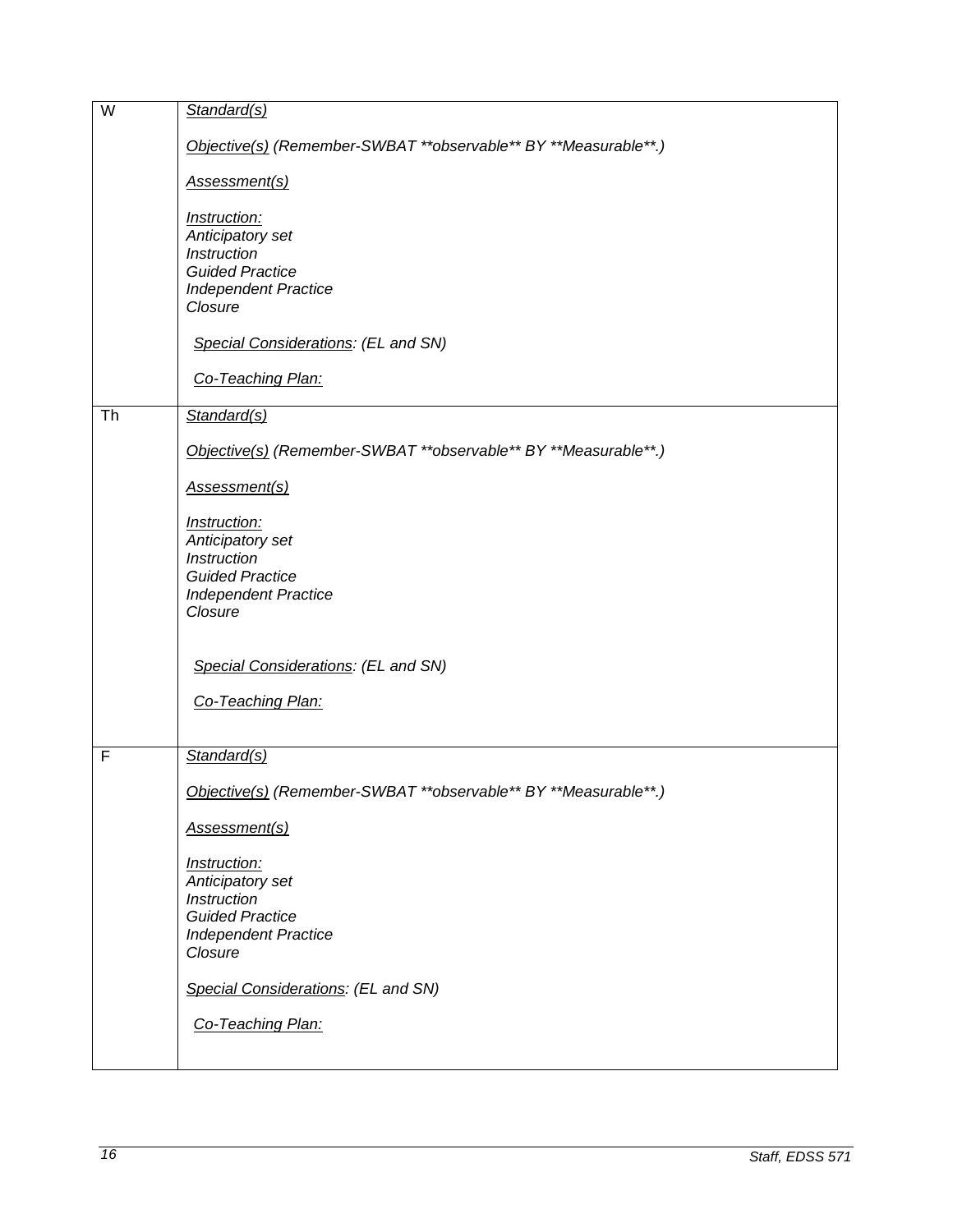| | |
|---|---|
| W | <u>*Standard(s)*</u><br><br><u>*Objective(s)*</u> *(Remember-SWBAT **observable** BY **Measurable**.)*<br><br><u>*Assessment(s)*</u><br><br><u>*Instruction:*</u><br>*Anticipatory set*<br>*Instruction*<br>*Guided Practice*<br>*Independent Practice*<br>*Closure*<br><br><u>*Special Considerations*</u>*: (EL and SN)*<br><br><u>*Co-Teaching Plan:*</u> |
| Th | <u>*Standard(s)*</u><br><br><u>*Objective(s)*</u> *(Remember-SWBAT **observable** BY **Measurable**.)*<br><br><u>*Assessment(s)*</u><br><br><u>*Instruction:*</u><br>*Anticipatory set*<br>*Instruction*<br>*Guided Practice*<br>*Independent Practice*<br>*Closure*<br><br><u>*Special Considerations*</u>*: (EL and SN)*<br><br><u>*Co-Teaching Plan:*</u> |
| F | <u>*Standard(s)*</u><br><br><u>*Objective(s)*</u> *(Remember-SWBAT **observable** BY **Measurable**.)*<br><br><u>*Assessment(s)*</u><br><br><u>*Instruction:*</u><br>*Anticipatory set*<br>*Instruction*<br>*Guided Practice*<br>*Independent Practice*<br>*Closure*<br><br><u>*Special Considerations*</u>*: (EL and SN)*<br><br><u>*Co-Teaching Plan:*</u> |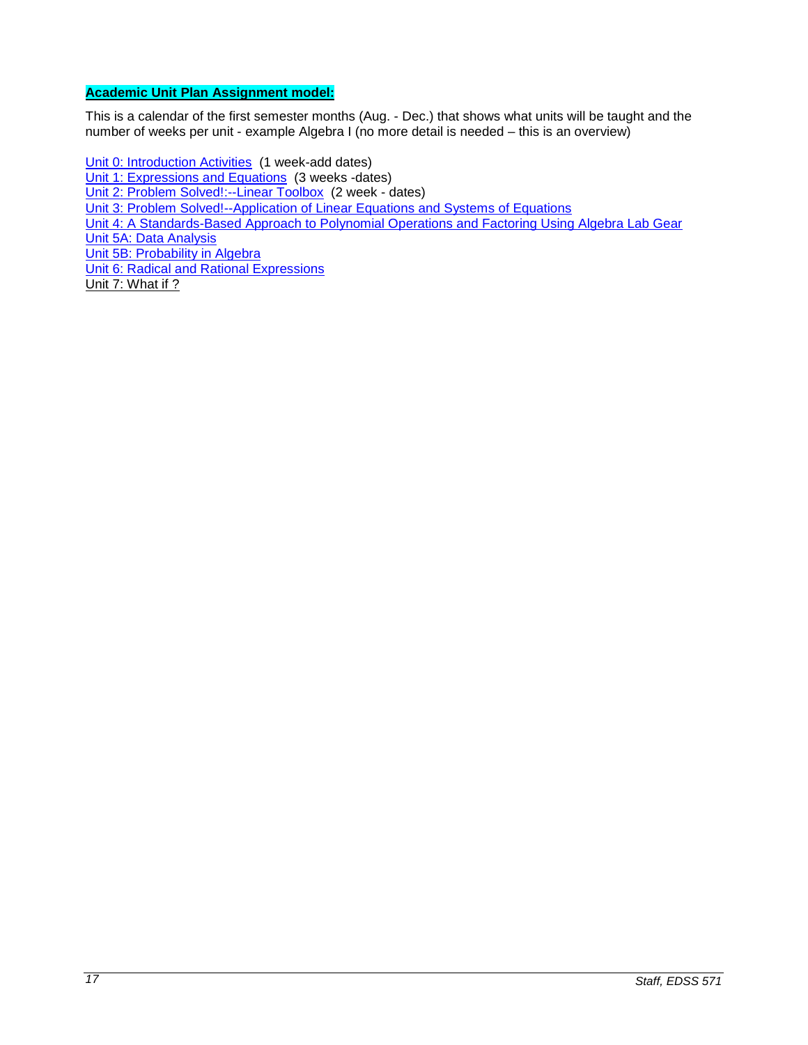**Academic Unit Plan Assignment model:**

This is a calendar of the first semester months (Aug. - Dec.) that shows what units will be taught and the number of weeks per unit - example Algebra I (no more detail is needed – this is an overview)

Unit 0: Introduction Activities (1 week-add dates)  
Unit 1: Expressions and Equations (3 weeks -dates)  
Unit 2: Problem Solved!:--Linear Toolbox (2 week - dates)  
Unit 3: Problem Solved!--Application of Linear Equations and Systems of Equations  
Unit 4: A Standards-Based Approach to Polynomial Operations and Factoring Using Algebra Lab Gear  
Unit 5A: Data Analysis  
Unit 5B: Probability in Algebra  
Unit 6: Radical and Rational Expressions  
Unit 7: What if ?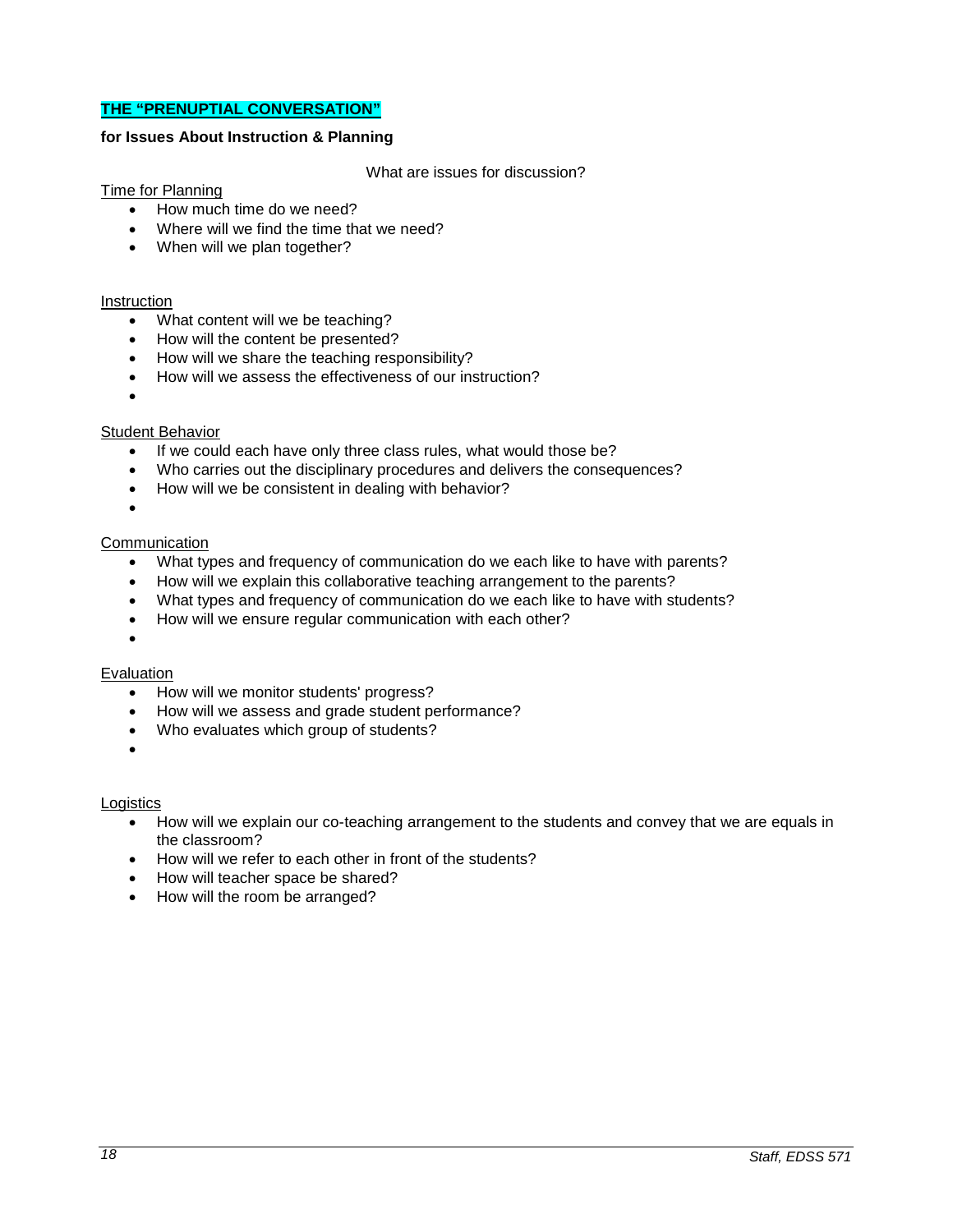## THE "PRENUPTIAL CONVERSATION"

**for Issues About Instruction & Planning**

What are issues for discussion?

Time for Planning

- How much time do we need?
- Where will we find the time that we need?
- When will we plan together?

Instruction

- What content will we be teaching?
- How will the content be presented?
- How will we share the teaching responsibility?
- How will we assess the effectiveness of our instruction?
- 

Student Behavior

- If we could each have only three class rules, what would those be?
- Who carries out the disciplinary procedures and delivers the consequences?
- How will we be consistent in dealing with behavior?
- 

Communication

- What types and frequency of communication do we each like to have with parents?
- How will we explain this collaborative teaching arrangement to the parents?
- What types and frequency of communication do we each like to have with students?
- How will we ensure regular communication with each other?
- 

Evaluation

- How will we monitor students' progress?
- How will we assess and grade student performance?
- Who evaluates which group of students?
- 

Logistics

- How will we explain our co-teaching arrangement to the students and convey that we are equals in the classroom?
- How will we refer to each other in front of the students?
- How will teacher space be shared?
- How will the room be arranged?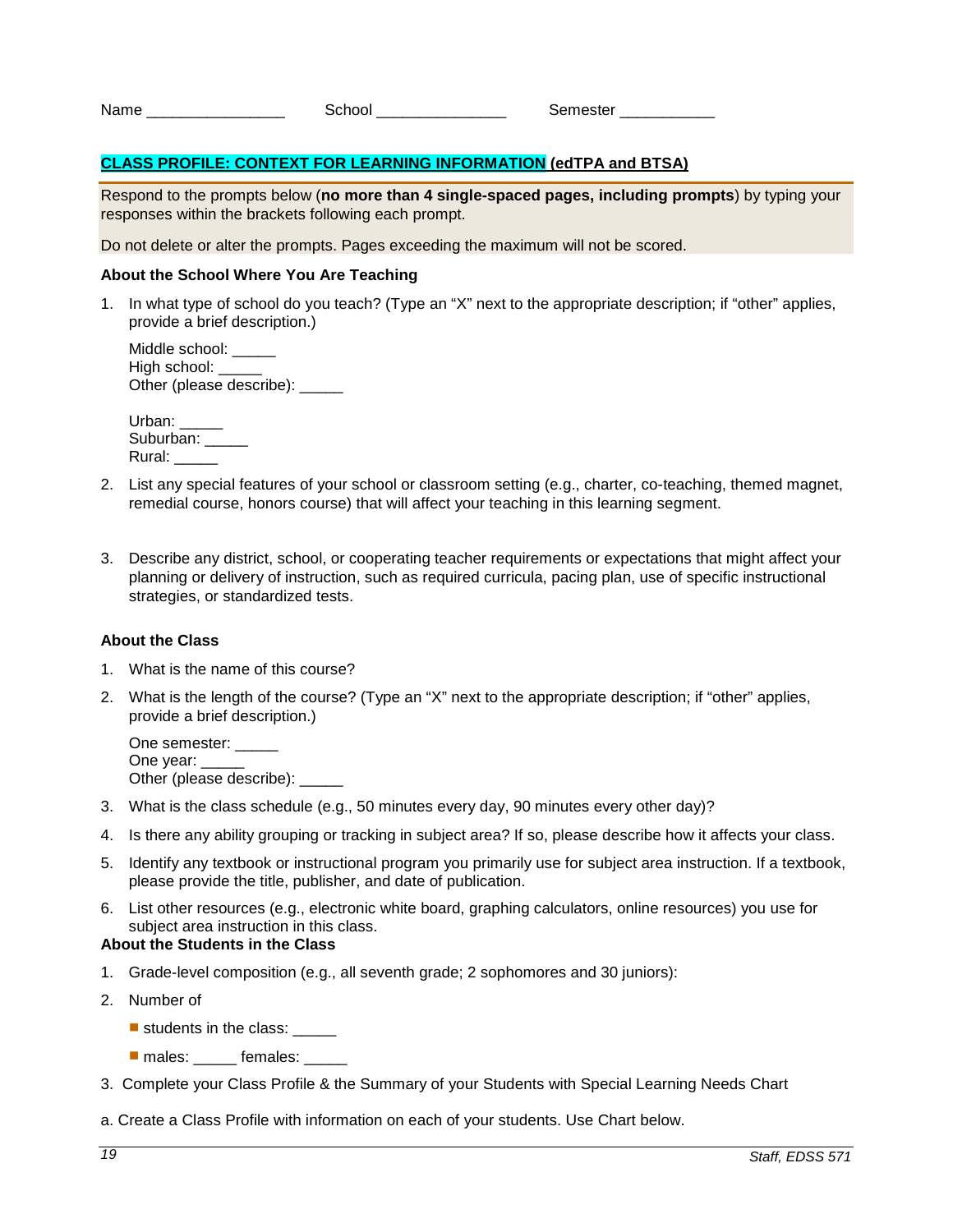Name ________________ School _______________ Semester ___________

## CLASS PROFILE: CONTEXT FOR LEARNING INFORMATION (edTPA and BTSA)

Respond to the prompts below (**no more than 4 single-spaced pages, including prompts**) by typing your responses within the brackets following each prompt.

Do not delete or alter the prompts. Pages exceeding the maximum will not be scored.

### About the School Where You Are Teaching

1. In what type of school do you teach? (Type an "X" next to the appropriate description; if "other" applies, provide a brief description.)

   Middle school: _____
   High school: _____
   Other (please describe): _____

   Urban: _____
   Suburban: _____
   Rural: _____

2. List any special features of your school or classroom setting (e.g., charter, co-teaching, themed magnet, remedial course, honors course) that will affect your teaching in this learning segment.

3. Describe any district, school, or cooperating teacher requirements or expectations that might affect your planning or delivery of instruction, such as required curricula, pacing plan, use of specific instructional strategies, or standardized tests.

### About the Class

1. What is the name of this course?
2. What is the length of the course? (Type an "X" next to the appropriate description; if "other" applies, provide a brief description.)

   One semester: _____
   One year: _____
   Other (please describe): _____

3. What is the class schedule (e.g., 50 minutes every day, 90 minutes every other day)?
4. Is there any ability grouping or tracking in subject area? If so, please describe how it affects your class.
5. Identify any textbook or instructional program you primarily use for subject area instruction. If a textbook, please provide the title, publisher, and date of publication.
6. List other resources (e.g., electronic white board, graphing calculators, online resources) you use for subject area instruction in this class.

### About the Students in the Class

1. Grade-level composition (e.g., all seventh grade; 2 sophomores and 30 juniors):
2. Number of
   - students in the class: _____
   - males: _____ females: _____
3. Complete your Class Profile & the Summary of your Students with Special Learning Needs Chart

a. Create a Class Profile with information on each of your students. Use Chart below.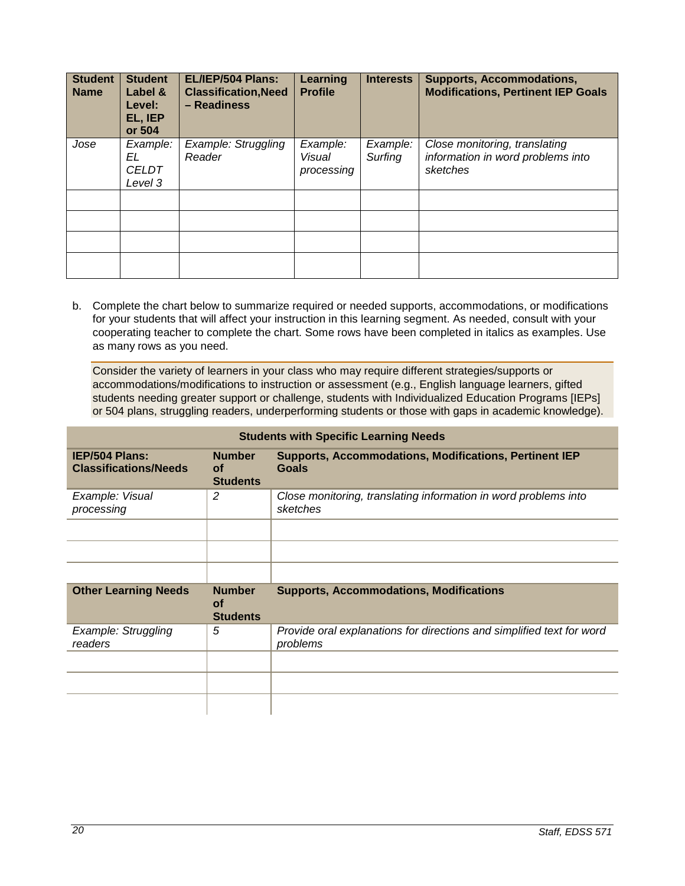| Student Name | Student Label & Level: EL, IEP or 504 | EL/IEP/504 Plans: Classification,Need – Readiness | Learning Profile | Interests | Supports, Accommodations, Modifications, Pertinent IEP Goals |
|---|---|---|---|---|---|
| *Jose* | *Example: EL CELDT Level 3* | *Example: Struggling Reader* | *Example: Visual processing* | *Example: Surfing* | *Close monitoring, translating information in word problems into sketches* |
| | | | | | |
| | | | | | |
| | | | | | |
| | | | | | |

b. Complete the chart below to summarize required or needed supports, accommodations, or modifications for your students that will affect your instruction in this learning segment. As needed, consult with your cooperating teacher to complete the chart. Some rows have been completed in italics as examples. Use as many rows as you need.

Consider the variety of learners in your class who may require different strategies/supports or accommodations/modifications to instruction or assessment (e.g., English language learners, gifted students needing greater support or challenge, students with Individualized Education Programs [IEPs] or 504 plans, struggling readers, underperforming students or those with gaps in academic knowledge).

| Students with Specific Learning Needs | | |
|---|---|---|
| **IEP/504 Plans: Classifications/Needs** | **Number of Students** | **Supports, Accommodations, Modifications, Pertinent IEP Goals** |
| *Example: Visual processing* | *2* | *Close monitoring, translating information in word problems into sketches* |
| | | |
| | | |
| | | |
| **Other Learning Needs** | **Number of Students** | **Supports, Accommodations, Modifications** |
| *Example: Struggling readers* | *5* | *Provide oral explanations for directions and simplified text for word problems* |
| | | |
| | | |
| | | |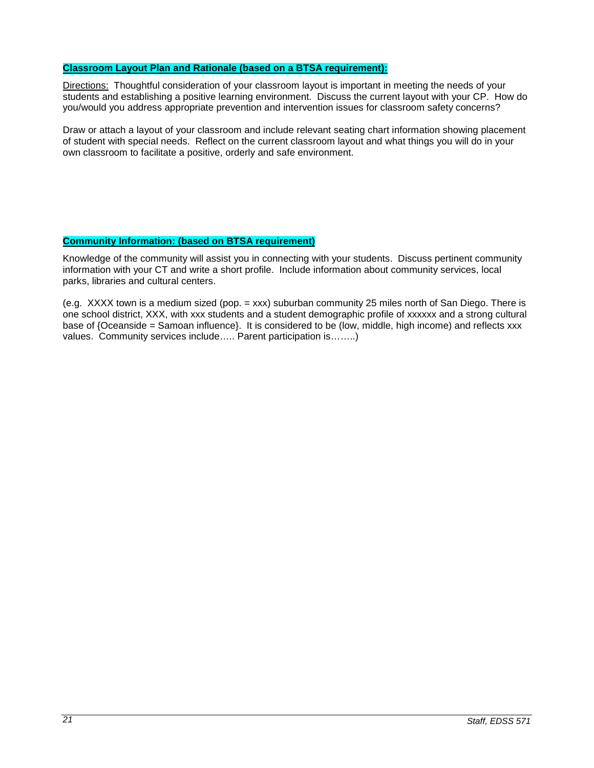**Classroom Layout Plan and Rationale (based on a BTSA requirement):**

Directions: Thoughtful consideration of your classroom layout is important in meeting the needs of your students and establishing a positive learning environment. Discuss the current layout with your CP. How do you/would you address appropriate prevention and intervention issues for classroom safety concerns?

Draw or attach a layout of your classroom and include relevant seating chart information showing placement of student with special needs. Reflect on the current classroom layout and what things you will do in your own classroom to facilitate a positive, orderly and safe environment.

**Community Information: (based on BTSA requirement)**

Knowledge of the community will assist you in connecting with your students. Discuss pertinent community information with your CT and write a short profile. Include information about community services, local parks, libraries and cultural centers.

(e.g. XXXX town is a medium sized (pop. = xxx) suburban community 25 miles north of San Diego. There is one school district, XXX, with xxx students and a student demographic profile of xxxxxx and a strong cultural base of {Oceanside = Samoan influence}. It is considered to be (low, middle, high income) and reflects xxx values. Community services include….. Parent participation is……..)